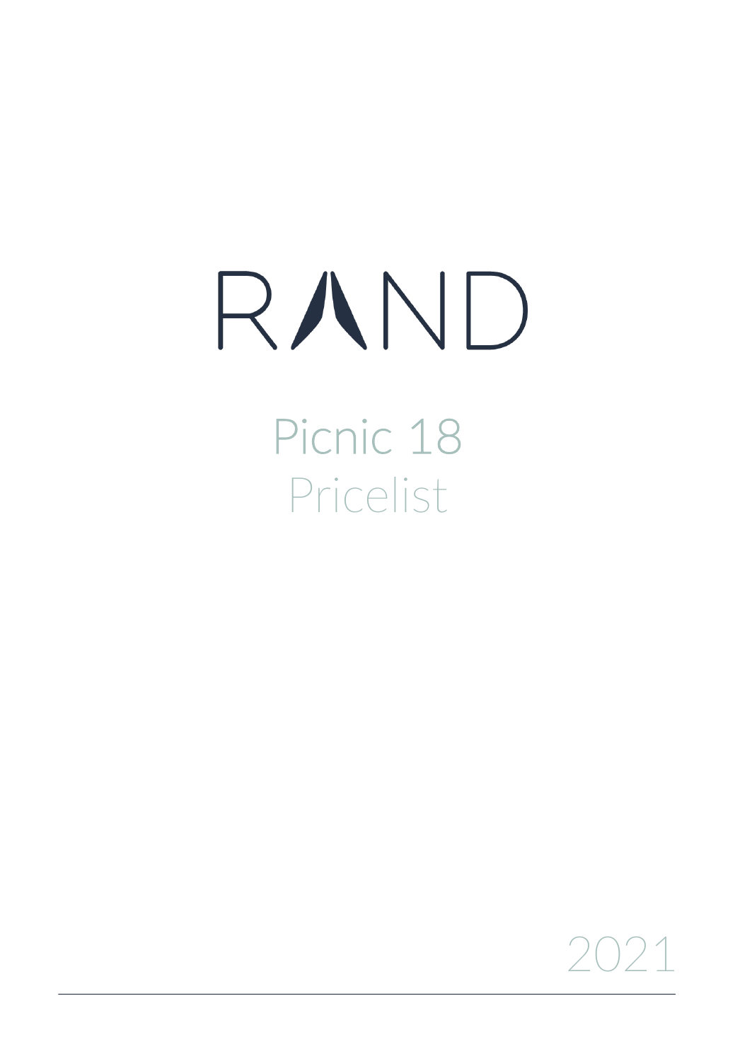# RAND

## Picnic 18
## Pricelist

2021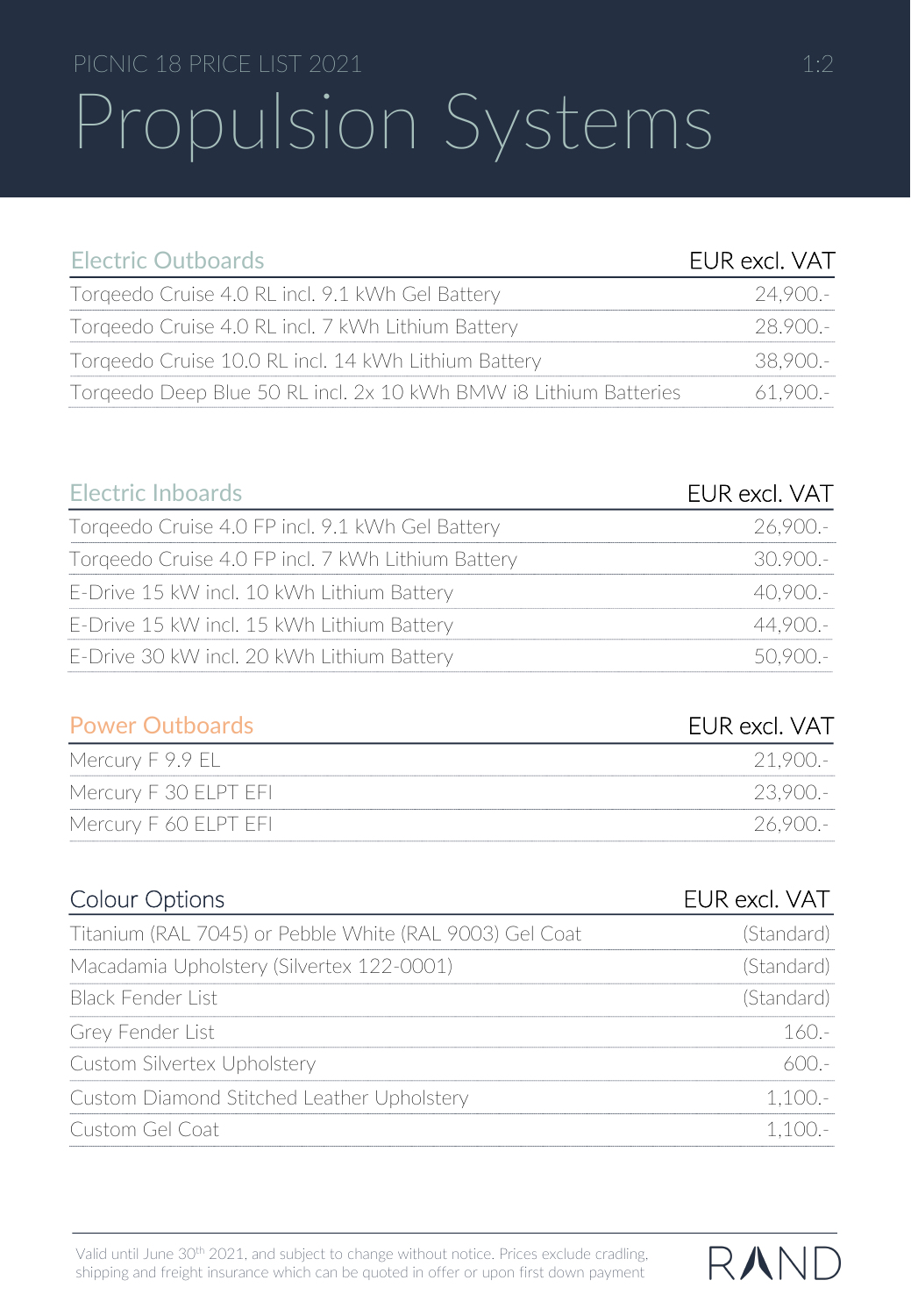PICNIC 18 PRICE LIST 2021

# Propulsion Systems

| Electric Outboards | EUR excl. VAT |
|---|---|
| Torqeedo Cruise 4.0 RL incl. 9.1 kWh Gel Battery | 24,900.- |
| Torqeedo Cruise 4.0 RL incl. 7 kWh Lithium Battery | 28.900.- |
| Torqeedo Cruise 10.0 RL incl. 14 kWh Lithium Battery | 38,900.- |
| Torqeedo Deep Blue 50 RL incl. 2x 10 kWh BMW i8 Lithium Batteries | 61,900.- |

| Electric Inboards | EUR excl. VAT |
|---|---|
| Torqeedo Cruise 4.0 FP incl. 9.1 kWh Gel Battery | 26,900.- |
| Torqeedo Cruise 4.0 FP incl. 7 kWh Lithium Battery | 30.900.- |
| E-Drive 15 kW incl. 10 kWh Lithium Battery | 40,900.- |
| E-Drive 15 kW incl. 15 kWh Lithium Battery | 44,900.- |
| E-Drive 30 kW incl. 20 kWh Lithium Battery | 50,900.- |

| Power Outboards | EUR excl. VAT |
|---|---|
| Mercury F 9.9 EL | 21,900.- |
| Mercury F 30 ELPT EFI | 23,900.- |
| Mercury F 60 ELPT EFI | 26,900.- |

| Colour Options | EUR excl. VAT |
|---|---|
| Titanium (RAL 7045) or Pebble White (RAL 9003) Gel Coat | (Standard) |
| Macadamia Upholstery (Silvertex 122-0001) | (Standard) |
| Black Fender List | (Standard) |
| Grey Fender List | 160.- |
| Custom Silvertex Upholstery | 600.- |
| Custom Diamond Stitched Leather Upholstery | 1,100.- |
| Custom Gel Coat | 1,100.- |

Valid until June 30th 2021, and subject to change without notice. Prices exclude cradling, shipping and freight insurance which can be quoted in offer or upon first down payment

RAND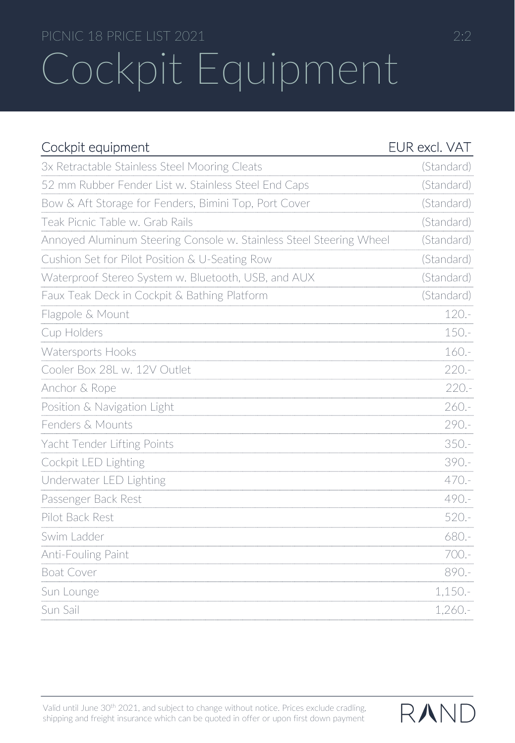PICNIC 18 PRICE LIST 2021

# Cockpit Equipment

| Cockpit equipment | EUR excl. VAT |
|---|---|
| 3x Retractable Stainless Steel Mooring Cleats | (Standard) |
| 52 mm Rubber Fender List w. Stainless Steel End Caps | (Standard) |
| Bow & Aft Storage for Fenders, Bimini Top, Port Cover | (Standard) |
| Teak Picnic Table w. Grab Rails | (Standard) |
| Annoyed Aluminum Steering Console w. Stainless Steel Steering Wheel | (Standard) |
| Cushion Set for Pilot Position & U-Seating Row | (Standard) |
| Waterproof Stereo System w. Bluetooth, USB, and AUX | (Standard) |
| Faux Teak Deck in Cockpit & Bathing Platform | (Standard) |
| Flagpole & Mount | 120.- |
| Cup Holders | 150.- |
| Watersports Hooks | 160.- |
| Cooler Box 28L w. 12V Outlet | 220.- |
| Anchor & Rope | 220.- |
| Position & Navigation Light | 260.- |
| Fenders & Mounts | 290.- |
| Yacht Tender Lifting Points | 350.- |
| Cockpit LED Lighting | 390.- |
| Underwater LED Lighting | 470.- |
| Passenger Back Rest | 490.- |
| Pilot Back Rest | 520.- |
| Swim Ladder | 680.- |
| Anti-Fouling Paint | 700.- |
| Boat Cover | 890.- |
| Sun Lounge | 1,150.- |
| Sun Sail | 1,260.- |

Valid until June 30th 2021, and subject to change without notice. Prices exclude cradling, shipping and freight insurance which can be quoted in offer or upon first down payment

RAND